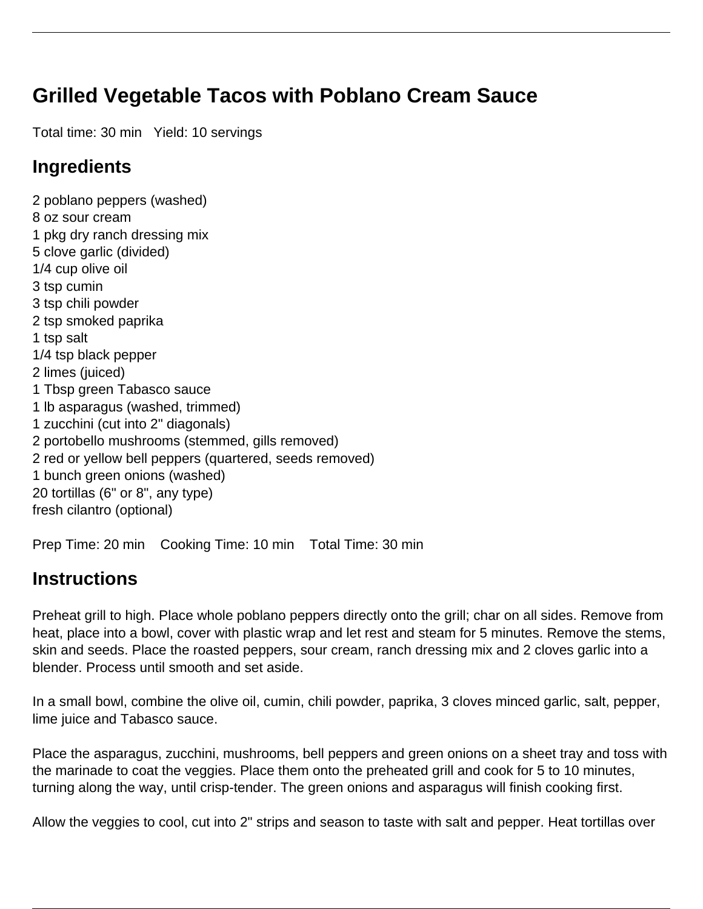# Grilled Vegetable Tacos with Poblano Cream Sauce

Total time: 30 min   Yield: 10 servings

## Ingredients

2 poblano peppers (washed)
8 oz sour cream
1 pkg dry ranch dressing mix
5 clove garlic (divided)
1/4 cup olive oil
3 tsp cumin
3 tsp chili powder
2 tsp smoked paprika
1 tsp salt
1/4 tsp black pepper
2 limes (juiced)
1 Tbsp green Tabasco sauce
1 lb asparagus (washed, trimmed)
1 zucchini (cut into 2" diagonals)
2 portobello mushrooms (stemmed, gills removed)
2 red or yellow bell peppers (quartered, seeds removed)
1 bunch green onions (washed)
20 tortillas (6" or 8", any type)
fresh cilantro (optional)

Prep Time: 20 min   Cooking Time: 10 min   Total Time: 30 min

## Instructions

Preheat grill to high. Place whole poblano peppers directly onto the grill; char on all sides. Remove from heat, place into a bowl, cover with plastic wrap and let rest and steam for 5 minutes. Remove the stems, skin and seeds. Place the roasted peppers, sour cream, ranch dressing mix and 2 cloves garlic into a blender. Process until smooth and set aside.

In a small bowl, combine the olive oil, cumin, chili powder, paprika, 3 cloves minced garlic, salt, pepper, lime juice and Tabasco sauce.

Place the asparagus, zucchini, mushrooms, bell peppers and green onions on a sheet tray and toss with the marinade to coat the veggies. Place them onto the preheated grill and cook for 5 to 10 minutes, turning along the way, until crisp-tender. The green onions and asparagus will finish cooking first.

Allow the veggies to cool, cut into 2" strips and season to taste with salt and pepper. Heat tortillas over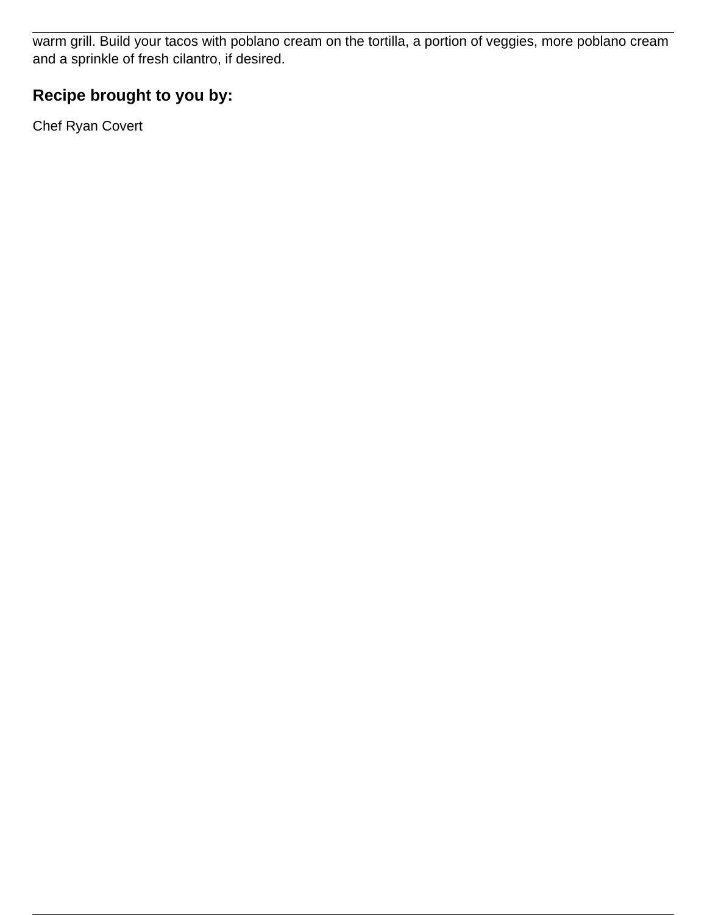warm grill. Build your tacos with poblano cream on the tortilla, a portion of veggies, more poblano cream and a sprinkle of fresh cilantro, if desired.

## Recipe brought to you by:

Chef Ryan Covert